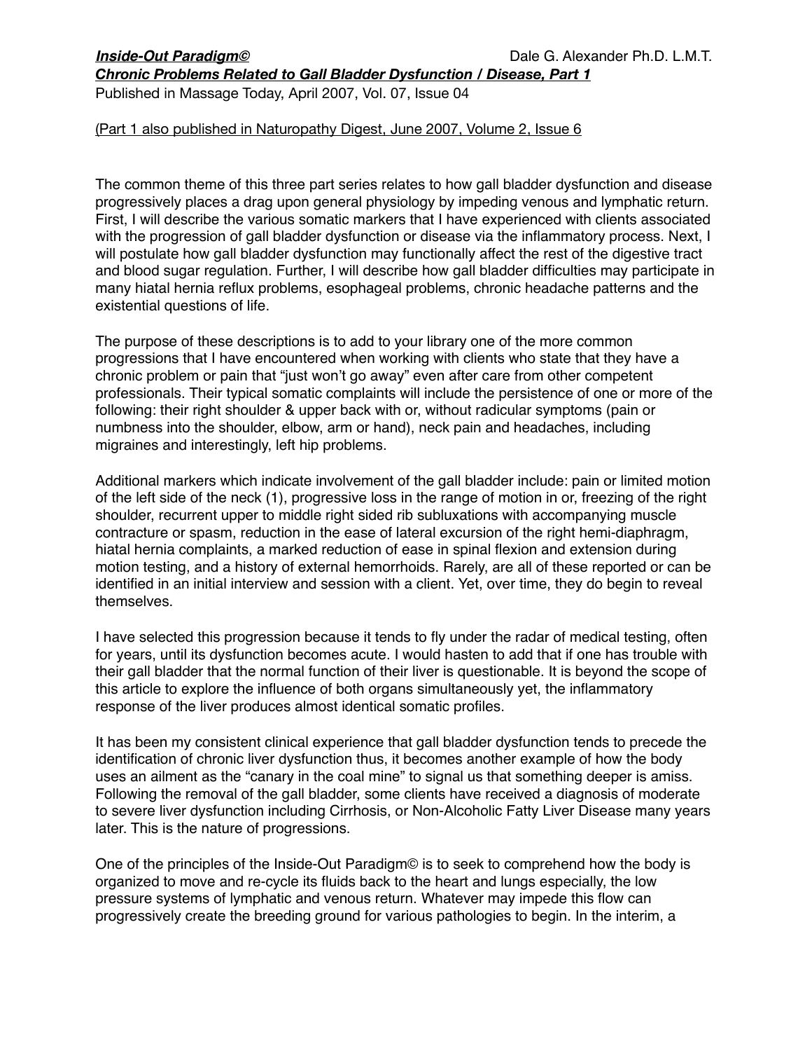***Inside-Out Paradigm©*** Dale G. Alexander Ph.D. L.M.T.

# ***Chronic Problems Related to Gall Bladder Dysfunction / Disease, Part 1***

Published in Massage Today, April 2007, Vol. 07, Issue 04

(Part 1 also published in Naturopathy Digest, June 2007, Volume 2, Issue 6

The common theme of this three part series relates to how gall bladder dysfunction and disease progressively places a drag upon general physiology by impeding venous and lymphatic return. First, I will describe the various somatic markers that I have experienced with clients associated with the progression of gall bladder dysfunction or disease via the inflammatory process. Next, I will postulate how gall bladder dysfunction may functionally affect the rest of the digestive tract and blood sugar regulation. Further, I will describe how gall bladder difficulties may participate in many hiatal hernia reflux problems, esophageal problems, chronic headache patterns and the existential questions of life.

The purpose of these descriptions is to add to your library one of the more common progressions that I have encountered when working with clients who state that they have a chronic problem or pain that "just won't go away" even after care from other competent professionals. Their typical somatic complaints will include the persistence of one or more of the following: their right shoulder & upper back with or, without radicular symptoms (pain or numbness into the shoulder, elbow, arm or hand), neck pain and headaches, including migraines and interestingly, left hip problems.

Additional markers which indicate involvement of the gall bladder include: pain or limited motion of the left side of the neck (1), progressive loss in the range of motion in or, freezing of the right shoulder, recurrent upper to middle right sided rib subluxations with accompanying muscle contracture or spasm, reduction in the ease of lateral excursion of the right hemi-diaphragm, hiatal hernia complaints, a marked reduction of ease in spinal flexion and extension during motion testing, and a history of external hemorrhoids. Rarely, are all of these reported or can be identified in an initial interview and session with a client. Yet, over time, they do begin to reveal themselves.

I have selected this progression because it tends to fly under the radar of medical testing, often for years, until its dysfunction becomes acute. I would hasten to add that if one has trouble with their gall bladder that the normal function of their liver is questionable. It is beyond the scope of this article to explore the influence of both organs simultaneously yet, the inflammatory response of the liver produces almost identical somatic profiles.

It has been my consistent clinical experience that gall bladder dysfunction tends to precede the identification of chronic liver dysfunction thus, it becomes another example of how the body uses an ailment as the "canary in the coal mine" to signal us that something deeper is amiss. Following the removal of the gall bladder, some clients have received a diagnosis of moderate to severe liver dysfunction including Cirrhosis, or Non-Alcoholic Fatty Liver Disease many years later. This is the nature of progressions.

One of the principles of the Inside-Out Paradigm© is to seek to comprehend how the body is organized to move and re-cycle its fluids back to the heart and lungs especially, the low pressure systems of lymphatic and venous return. Whatever may impede this flow can progressively create the breeding ground for various pathologies to begin. In the interim, a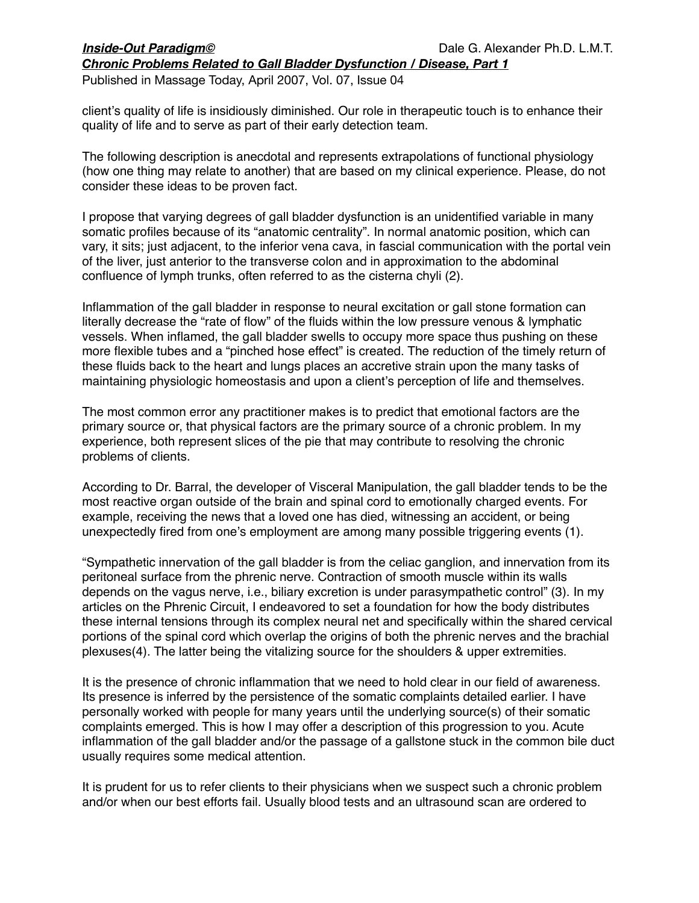client's quality of life is insidiously diminished. Our role in therapeutic touch is to enhance their quality of life and to serve as part of their early detection team.

The following description is anecdotal and represents extrapolations of functional physiology (how one thing may relate to another) that are based on my clinical experience. Please, do not consider these ideas to be proven fact.

I propose that varying degrees of gall bladder dysfunction is an unidentified variable in many somatic profiles because of its "anatomic centrality". In normal anatomic position, which can vary, it sits; just adjacent, to the inferior vena cava, in fascial communication with the portal vein of the liver, just anterior to the transverse colon and in approximation to the abdominal confluence of lymph trunks, often referred to as the cisterna chyli (2).

Inflammation of the gall bladder in response to neural excitation or gall stone formation can literally decrease the "rate of flow" of the fluids within the low pressure venous & lymphatic vessels. When inflamed, the gall bladder swells to occupy more space thus pushing on these more flexible tubes and a "pinched hose effect" is created. The reduction of the timely return of these fluids back to the heart and lungs places an accretive strain upon the many tasks of maintaining physiologic homeostasis and upon a client's perception of life and themselves.

The most common error any practitioner makes is to predict that emotional factors are the primary source or, that physical factors are the primary source of a chronic problem. In my experience, both represent slices of the pie that may contribute to resolving the chronic problems of clients.

According to Dr. Barral, the developer of Visceral Manipulation, the gall bladder tends to be the most reactive organ outside of the brain and spinal cord to emotionally charged events. For example, receiving the news that a loved one has died, witnessing an accident, or being unexpectedly fired from one's employment are among many possible triggering events (1).

"Sympathetic innervation of the gall bladder is from the celiac ganglion, and innervation from its peritoneal surface from the phrenic nerve. Contraction of smooth muscle within its walls depends on the vagus nerve, i.e., biliary excretion is under parasympathetic control" (3). In my articles on the Phrenic Circuit, I endeavored to set a foundation for how the body distributes these internal tensions through its complex neural net and specifically within the shared cervical portions of the spinal cord which overlap the origins of both the phrenic nerves and the brachial plexuses(4). The latter being the vitalizing source for the shoulders & upper extremities.

It is the presence of chronic inflammation that we need to hold clear in our field of awareness. Its presence is inferred by the persistence of the somatic complaints detailed earlier. I have personally worked with people for many years until the underlying source(s) of their somatic complaints emerged. This is how I may offer a description of this progression to you. Acute inflammation of the gall bladder and/or the passage of a gallstone stuck in the common bile duct usually requires some medical attention.

It is prudent for us to refer clients to their physicians when we suspect such a chronic problem and/or when our best efforts fail. Usually blood tests and an ultrasound scan are ordered to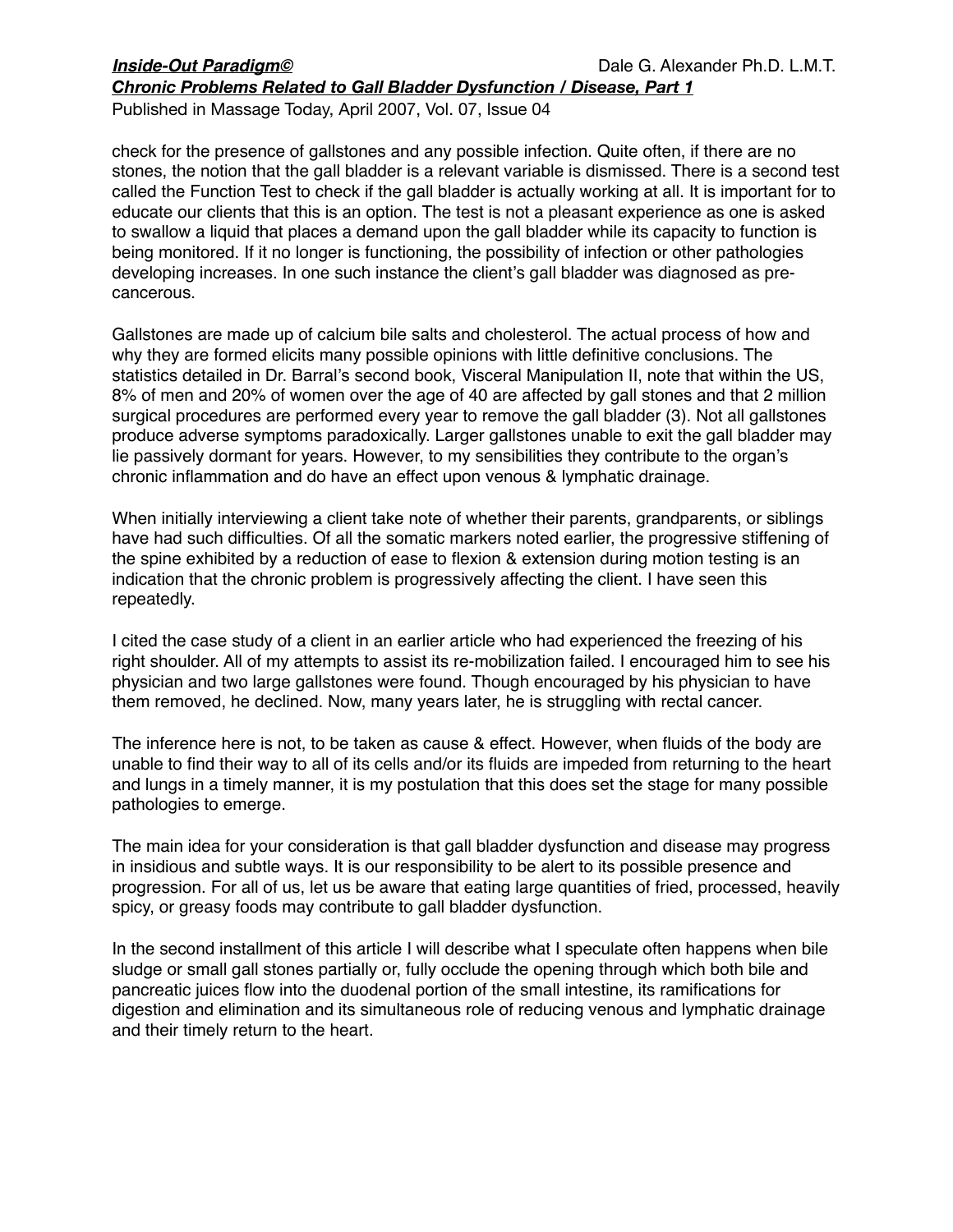check for the presence of gallstones and any possible infection. Quite often, if there are no stones, the notion that the gall bladder is a relevant variable is dismissed. There is a second test called the Function Test to check if the gall bladder is actually working at all. It is important for to educate our clients that this is an option. The test is not a pleasant experience as one is asked to swallow a liquid that places a demand upon the gall bladder while its capacity to function is being monitored. If it no longer is functioning, the possibility of infection or other pathologies developing increases. In one such instance the client's gall bladder was diagnosed as pre-cancerous.

Gallstones are made up of calcium bile salts and cholesterol. The actual process of how and why they are formed elicits many possible opinions with little definitive conclusions. The statistics detailed in Dr. Barral's second book, Visceral Manipulation II, note that within the US, 8% of men and 20% of women over the age of 40 are affected by gall stones and that 2 million surgical procedures are performed every year to remove the gall bladder (3). Not all gallstones produce adverse symptoms paradoxically. Larger gallstones unable to exit the gall bladder may lie passively dormant for years. However, to my sensibilities they contribute to the organ's chronic inflammation and do have an effect upon venous & lymphatic drainage.

When initially interviewing a client take note of whether their parents, grandparents, or siblings have had such difficulties. Of all the somatic markers noted earlier, the progressive stiffening of the spine exhibited by a reduction of ease to flexion & extension during motion testing is an indication that the chronic problem is progressively affecting the client. I have seen this repeatedly.

I cited the case study of a client in an earlier article who had experienced the freezing of his right shoulder. All of my attempts to assist its re-mobilization failed. I encouraged him to see his physician and two large gallstones were found. Though encouraged by his physician to have them removed, he declined. Now, many years later, he is struggling with rectal cancer.

The inference here is not, to be taken as cause & effect. However, when fluids of the body are unable to find their way to all of its cells and/or its fluids are impeded from returning to the heart and lungs in a timely manner, it is my postulation that this does set the stage for many possible pathologies to emerge.

The main idea for your consideration is that gall bladder dysfunction and disease may progress in insidious and subtle ways. It is our responsibility to be alert to its possible presence and progression. For all of us, let us be aware that eating large quantities of fried, processed, heavily spicy, or greasy foods may contribute to gall bladder dysfunction.

In the second installment of this article I will describe what I speculate often happens when bile sludge or small gall stones partially or, fully occlude the opening through which both bile and pancreatic juices flow into the duodenal portion of the small intestine, its ramifications for digestion and elimination and its simultaneous role of reducing venous and lymphatic drainage and their timely return to the heart.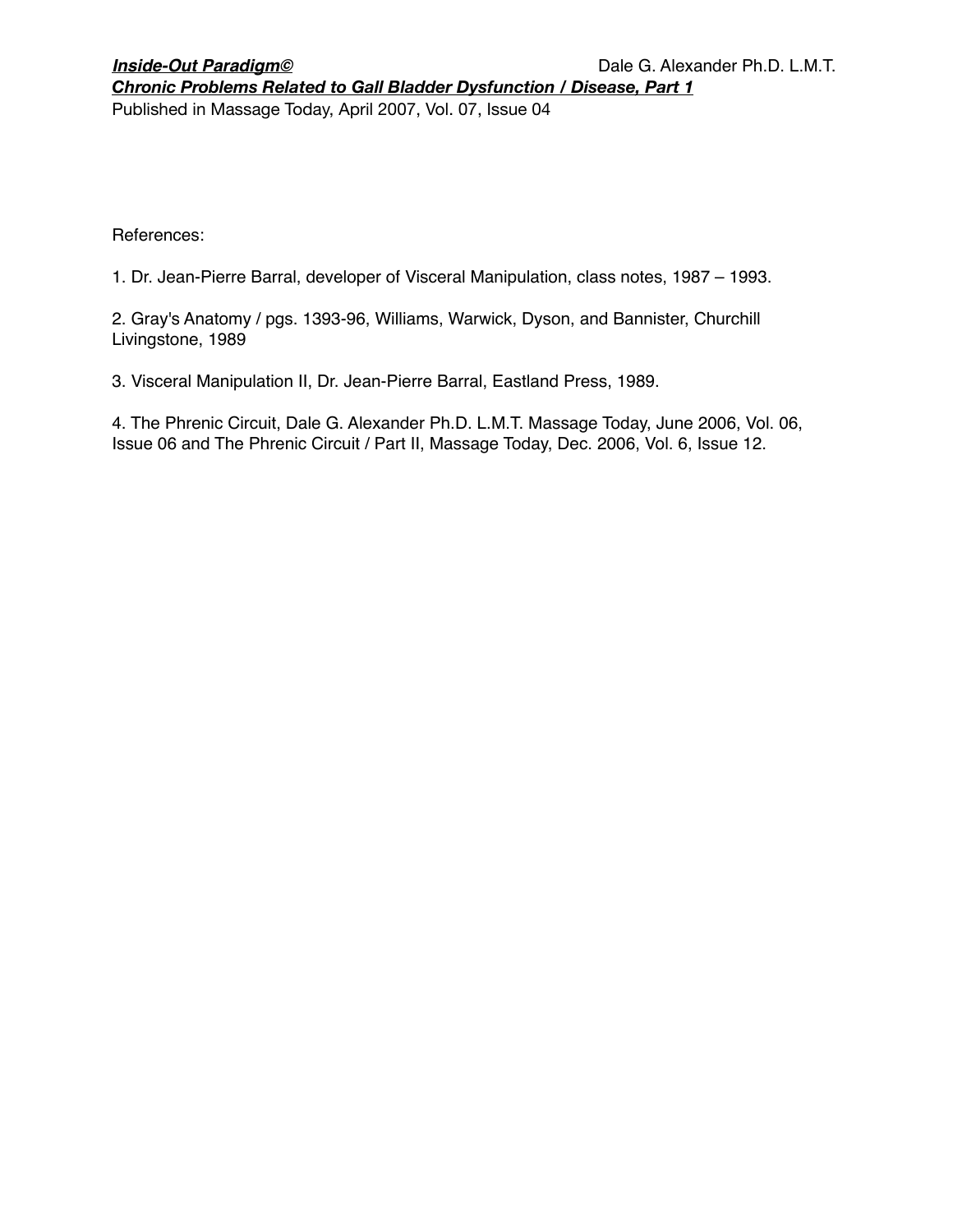References:

1. Dr. Jean-Pierre Barral, developer of Visceral Manipulation, class notes, 1987 – 1993.

2. Gray's Anatomy / pgs. 1393-96, Williams, Warwick, Dyson, and Bannister, Churchill Livingstone, 1989

3. Visceral Manipulation II, Dr. Jean-Pierre Barral, Eastland Press, 1989.

4. The Phrenic Circuit, Dale G. Alexander Ph.D. L.M.T. Massage Today, June 2006, Vol. 06, Issue 06 and The Phrenic Circuit / Part II, Massage Today, Dec. 2006, Vol. 6, Issue 12.